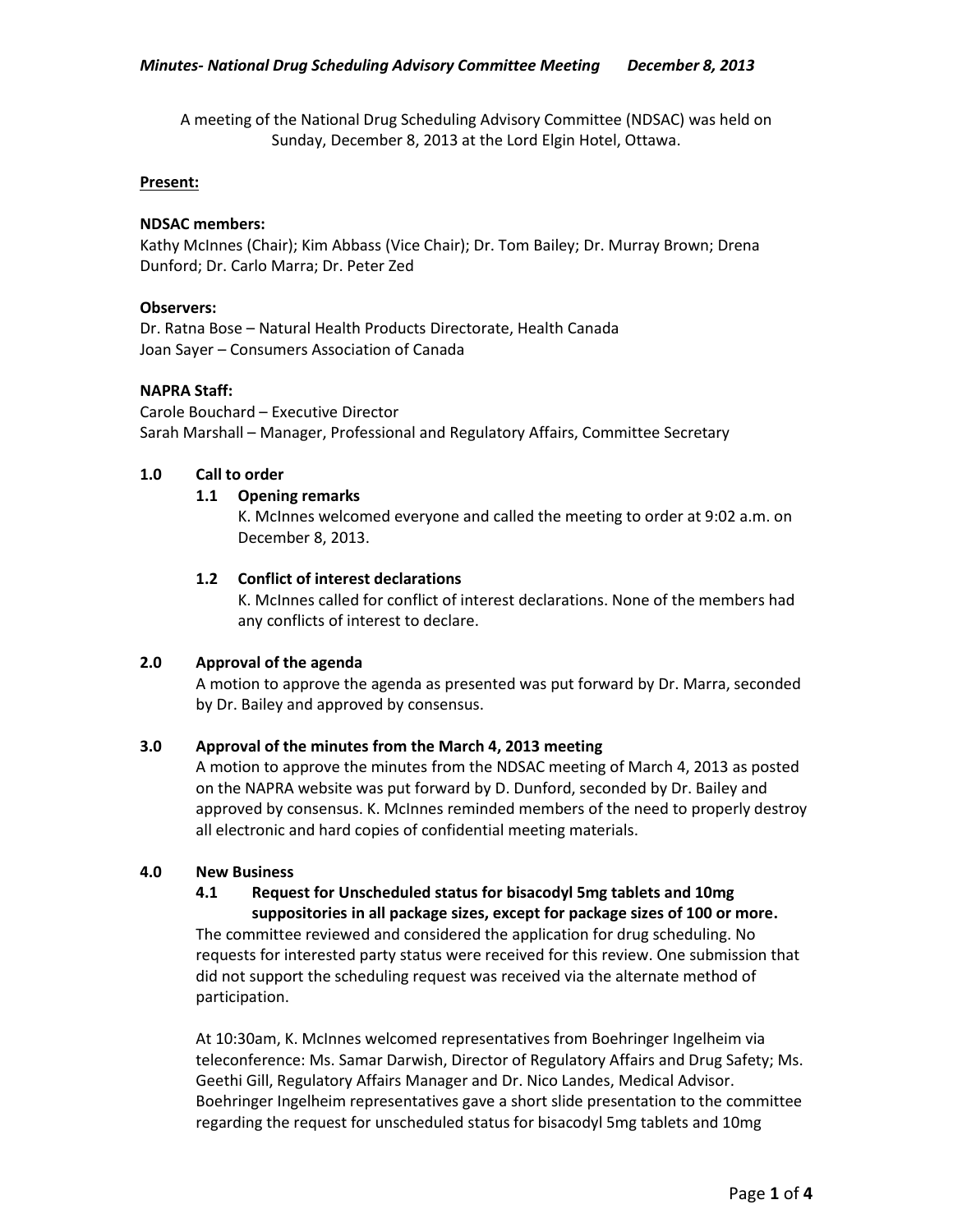A meeting of the National Drug Scheduling Advisory Committee (NDSAC) was held on Sunday, December 8, 2013 at the Lord Elgin Hotel, Ottawa.

**Present:**

**NDSAC members:**
Kathy McInnes (Chair); Kim Abbass (Vice Chair); Dr. Tom Bailey; Dr. Murray Brown; Drena Dunford; Dr. Carlo Marra; Dr. Peter Zed

**Observers:**
Dr. Ratna Bose – Natural Health Products Directorate, Health Canada
Joan Sayer – Consumers Association of Canada

**NAPRA Staff:**
Carole Bouchard – Executive Director
Sarah Marshall – Manager, Professional and Regulatory Affairs, Committee Secretary

## 1.0 Call to order

### 1.1 Opening remarks

K. McInnes welcomed everyone and called the meeting to order at 9:02 a.m. on December 8, 2013.

### 1.2 Conflict of interest declarations

K. McInnes called for conflict of interest declarations. None of the members had any conflicts of interest to declare.

## 2.0 Approval of the agenda

A motion to approve the agenda as presented was put forward by Dr. Marra, seconded by Dr. Bailey and approved by consensus.

## 3.0 Approval of the minutes from the March 4, 2013 meeting

A motion to approve the minutes from the NDSAC meeting of March 4, 2013 as posted on the NAPRA website was put forward by D. Dunford, seconded by Dr. Bailey and approved by consensus. K. McInnes reminded members of the need to properly destroy all electronic and hard copies of confidential meeting materials.

## 4.0 New Business

### 4.1 Request for Unscheduled status for bisacodyl 5mg tablets and 10mg suppositories in all package sizes, except for package sizes of 100 or more.

The committee reviewed and considered the application for drug scheduling. No requests for interested party status were received for this review. One submission that did not support the scheduling request was received via the alternate method of participation.

At 10:30am, K. McInnes welcomed representatives from Boehringer Ingelheim via teleconference: Ms. Samar Darwish, Director of Regulatory Affairs and Drug Safety; Ms. Geethi Gill, Regulatory Affairs Manager and Dr. Nico Landes, Medical Advisor. Boehringer Ingelheim representatives gave a short slide presentation to the committee regarding the request for unscheduled status for bisacodyl 5mg tablets and 10mg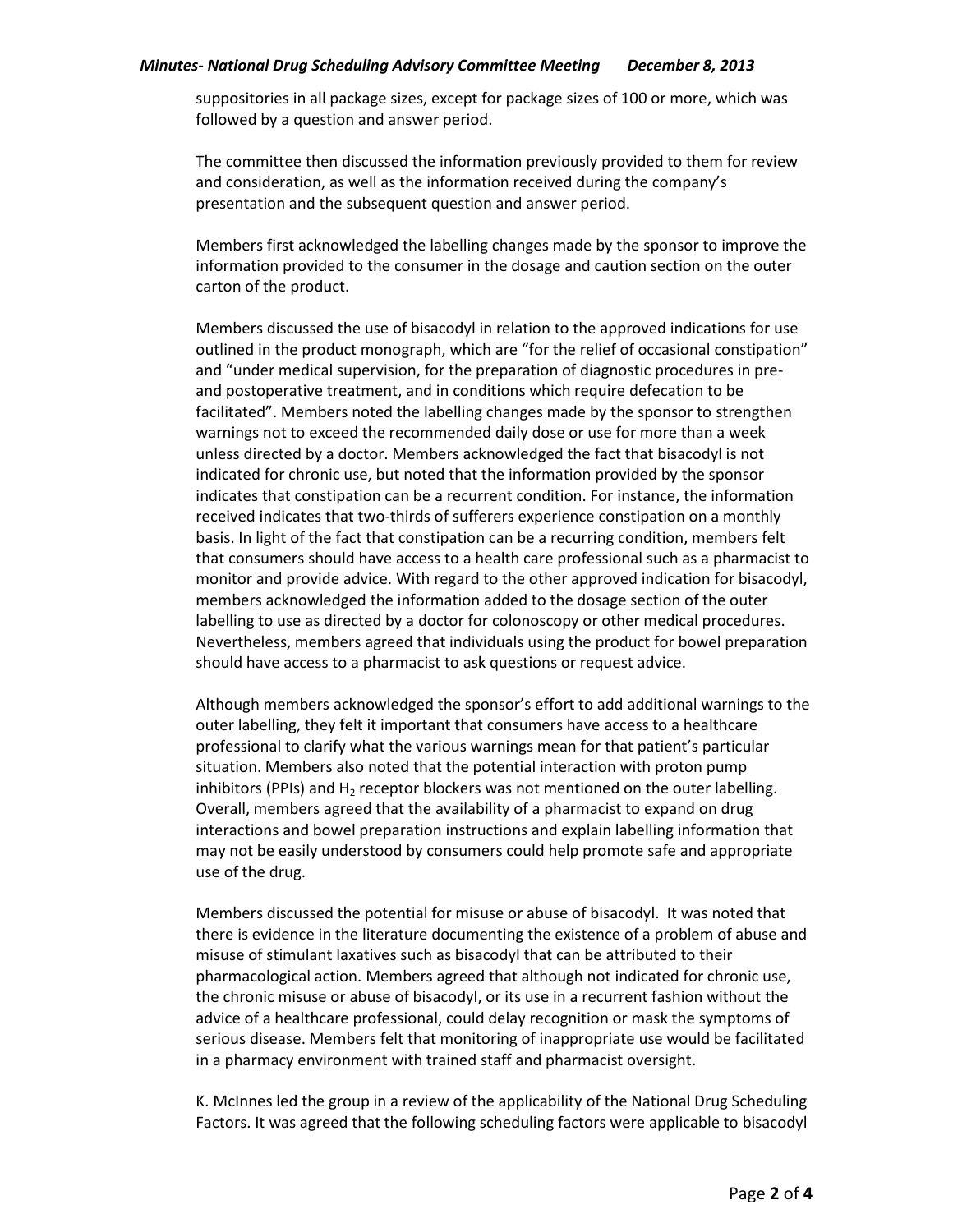suppositories in all package sizes, except for package sizes of 100 or more, which was followed by a question and answer period.

The committee then discussed the information previously provided to them for review and consideration, as well as the information received during the company's presentation and the subsequent question and answer period.

Members first acknowledged the labelling changes made by the sponsor to improve the information provided to the consumer in the dosage and caution section on the outer carton of the product.

Members discussed the use of bisacodyl in relation to the approved indications for use outlined in the product monograph, which are "for the relief of occasional constipation" and "under medical supervision, for the preparation of diagnostic procedures in pre- and postoperative treatment, and in conditions which require defecation to be facilitated". Members noted the labelling changes made by the sponsor to strengthen warnings not to exceed the recommended daily dose or use for more than a week unless directed by a doctor. Members acknowledged the fact that bisacodyl is not indicated for chronic use, but noted that the information provided by the sponsor indicates that constipation can be a recurrent condition. For instance, the information received indicates that two-thirds of sufferers experience constipation on a monthly basis. In light of the fact that constipation can be a recurring condition, members felt that consumers should have access to a health care professional such as a pharmacist to monitor and provide advice. With regard to the other approved indication for bisacodyl, members acknowledged the information added to the dosage section of the outer labelling to use as directed by a doctor for colonoscopy or other medical procedures. Nevertheless, members agreed that individuals using the product for bowel preparation should have access to a pharmacist to ask questions or request advice.

Although members acknowledged the sponsor's effort to add additional warnings to the outer labelling, they felt it important that consumers have access to a healthcare professional to clarify what the various warnings mean for that patient's particular situation. Members also noted that the potential interaction with proton pump inhibitors (PPIs) and $H_2$ receptor blockers was not mentioned on the outer labelling. Overall, members agreed that the availability of a pharmacist to expand on drug interactions and bowel preparation instructions and explain labelling information that may not be easily understood by consumers could help promote safe and appropriate use of the drug.

Members discussed the potential for misuse or abuse of bisacodyl. It was noted that there is evidence in the literature documenting the existence of a problem of abuse and misuse of stimulant laxatives such as bisacodyl that can be attributed to their pharmacological action. Members agreed that although not indicated for chronic use, the chronic misuse or abuse of bisacodyl, or its use in a recurrent fashion without the advice of a healthcare professional, could delay recognition or mask the symptoms of serious disease. Members felt that monitoring of inappropriate use would be facilitated in a pharmacy environment with trained staff and pharmacist oversight.

K. McInnes led the group in a review of the applicability of the National Drug Scheduling Factors. It was agreed that the following scheduling factors were applicable to bisacodyl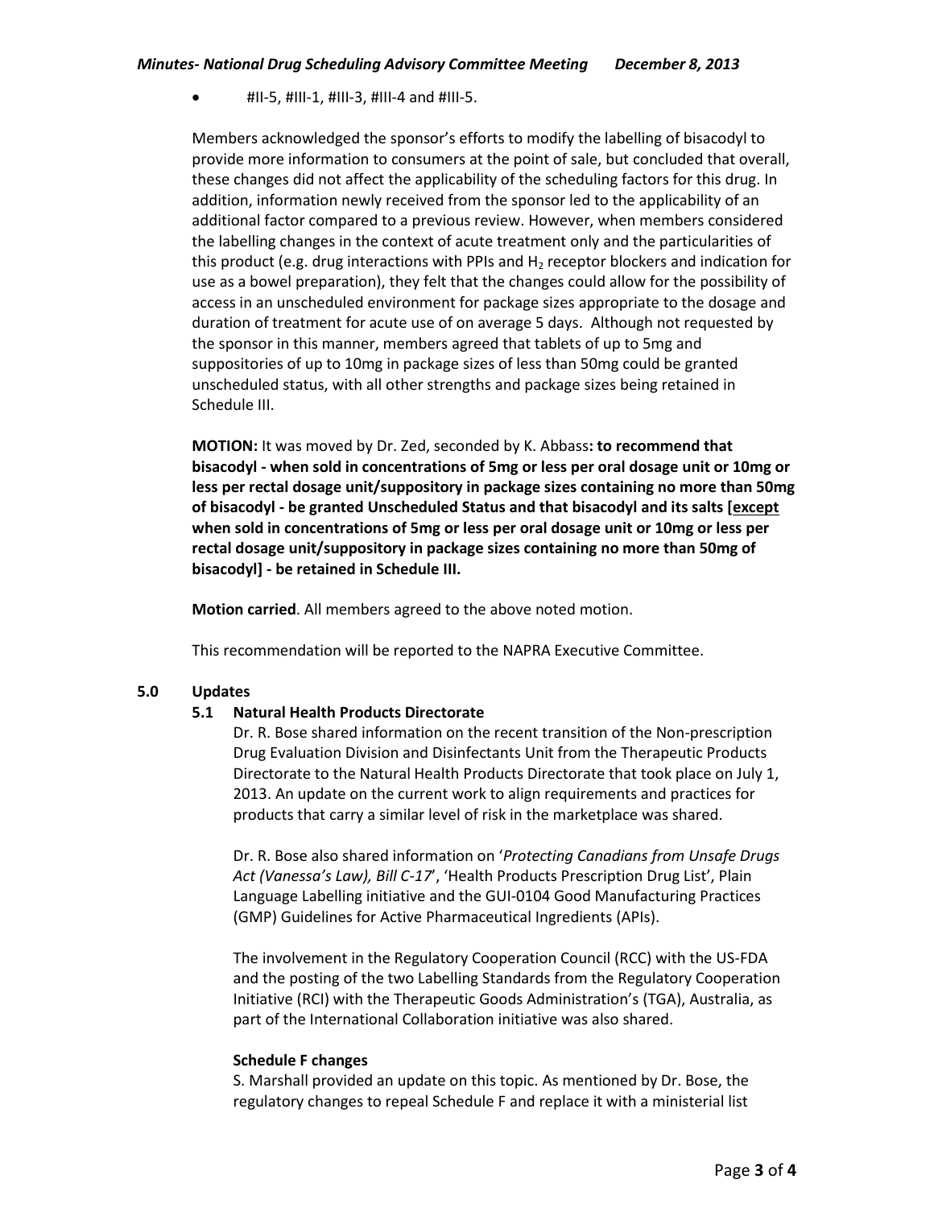- #II-5, #III-1, #III-3, #III-4 and #III-5.

Members acknowledged the sponsor's efforts to modify the labelling of bisacodyl to provide more information to consumers at the point of sale, but concluded that overall, these changes did not affect the applicability of the scheduling factors for this drug. In addition, information newly received from the sponsor led to the applicability of an additional factor compared to a previous review. However, when members considered the labelling changes in the context of acute treatment only and the particularities of this product (e.g. drug interactions with PPIs and $H_2$ receptor blockers and indication for use as a bowel preparation), they felt that the changes could allow for the possibility of access in an unscheduled environment for package sizes appropriate to the dosage and duration of treatment for acute use of on average 5 days. Although not requested by the sponsor in this manner, members agreed that tablets of up to 5mg and suppositories of up to 10mg in package sizes of less than 50mg could be granted unscheduled status, with all other strengths and package sizes being retained in Schedule III.

**MOTION:** It was moved by Dr. Zed, seconded by K. Abbass**: to recommend that bisacodyl - when sold in concentrations of 5mg or less per oral dosage unit or 10mg or less per rectal dosage unit/suppository in package sizes containing no more than 50mg of bisacodyl - be granted Unscheduled Status and that bisacodyl and its salts [<u>except</u> when sold in concentrations of 5mg or less per oral dosage unit or 10mg or less per rectal dosage unit/suppository in package sizes containing no more than 50mg of bisacodyl] - be retained in Schedule III.**

**Motion carried**. All members agreed to the above noted motion.

This recommendation will be reported to the NAPRA Executive Committee.

## 5.0 Updates

### 5.1 Natural Health Products Directorate

Dr. R. Bose shared information on the recent transition of the Non-prescription Drug Evaluation Division and Disinfectants Unit from the Therapeutic Products Directorate to the Natural Health Products Directorate that took place on July 1, 2013. An update on the current work to align requirements and practices for products that carry a similar level of risk in the marketplace was shared.

Dr. R. Bose also shared information on '*Protecting Canadians from Unsafe Drugs Act (Vanessa's Law), Bill C-17*', 'Health Products Prescription Drug List', Plain Language Labelling initiative and the GUI-0104 Good Manufacturing Practices (GMP) Guidelines for Active Pharmaceutical Ingredients (APIs).

The involvement in the Regulatory Cooperation Council (RCC) with the US-FDA and the posting of the two Labelling Standards from the Regulatory Cooperation Initiative (RCI) with the Therapeutic Goods Administration's (TGA), Australia, as part of the International Collaboration initiative was also shared.

**Schedule F changes**

S. Marshall provided an update on this topic. As mentioned by Dr. Bose, the regulatory changes to repeal Schedule F and replace it with a ministerial list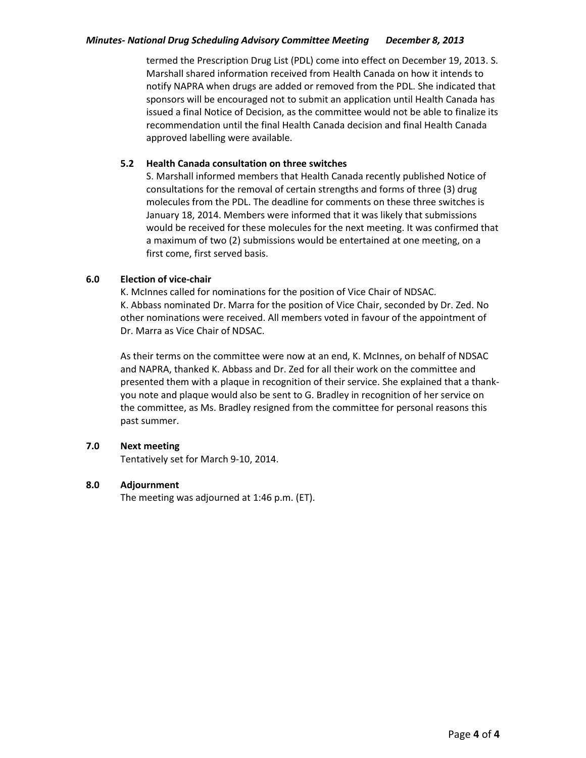termed the Prescription Drug List (PDL) come into effect on December 19, 2013. S. Marshall shared information received from Health Canada on how it intends to notify NAPRA when drugs are added or removed from the PDL. She indicated that sponsors will be encouraged not to submit an application until Health Canada has issued a final Notice of Decision, as the committee would not be able to finalize its recommendation until the final Health Canada decision and final Health Canada approved labelling were available.

### 5.2 Health Canada consultation on three switches

S. Marshall informed members that Health Canada recently published Notice of consultations for the removal of certain strengths and forms of three (3) drug molecules from the PDL. The deadline for comments on these three switches is January 18, 2014. Members were informed that it was likely that submissions would be received for these molecules for the next meeting. It was confirmed that a maximum of two (2) submissions would be entertained at one meeting, on a first come, first served basis.

## 6.0 Election of vice-chair

K. McInnes called for nominations for the position of Vice Chair of NDSAC. K. Abbass nominated Dr. Marra for the position of Vice Chair, seconded by Dr. Zed. No other nominations were received. All members voted in favour of the appointment of Dr. Marra as Vice Chair of NDSAC.

As their terms on the committee were now at an end, K. McInnes, on behalf of NDSAC and NAPRA, thanked K. Abbass and Dr. Zed for all their work on the committee and presented them with a plaque in recognition of their service. She explained that a thank-you note and plaque would also be sent to G. Bradley in recognition of her service on the committee, as Ms. Bradley resigned from the committee for personal reasons this past summer.

## 7.0 Next meeting

Tentatively set for March 9-10, 2014.

## 8.0 Adjournment

The meeting was adjourned at 1:46 p.m. (ET).